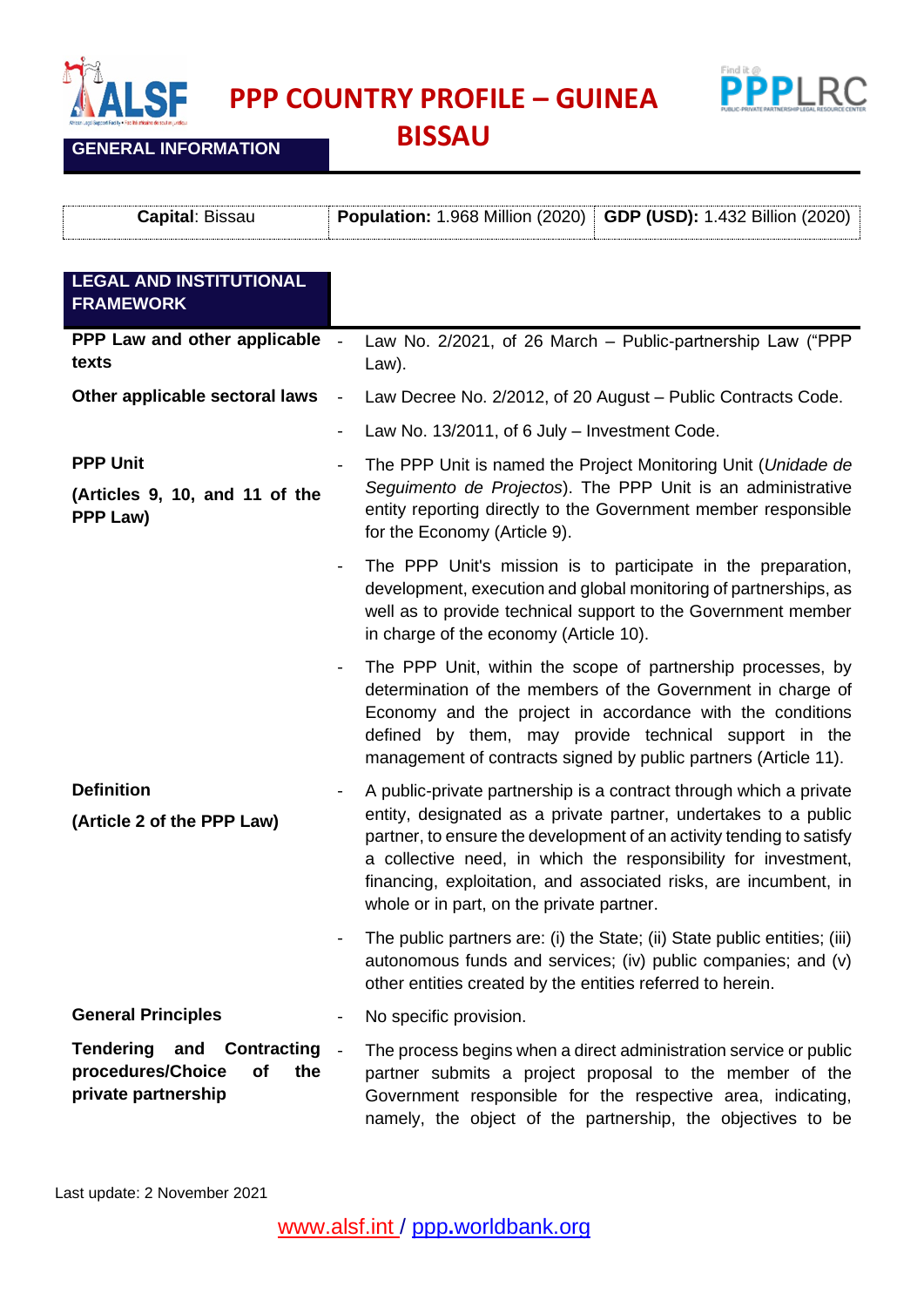# PPP COUNTRY PROFILE – GUINEA BISSAU

## GENERAL INFORMATION

| **Capital**: Bissau | **Population:** 1.968 Million (2020) | **GDP (USD):** 1.432 Billion (2020) |
|---|---|---|

## LEGAL AND INSTITUTIONAL FRAMEWORK

| | |
|---|---|
| **PPP Law and other applicable texts** | - Law No. 2/2021, of 26 March – Public-partnership Law ("PPP Law). |
| **Other applicable sectoral laws** | - Law Decree No. 2/2012, of 20 August – Public Contracts Code.<br>- Law No. 13/2011, of 6 July – Investment Code. |
| **PPP Unit**<br>**(Articles 9, 10, and 11 of the PPP Law)** | - The PPP Unit is named the Project Monitoring Unit (*Unidade de Seguimento de Projectos*). The PPP Unit is an administrative entity reporting directly to the Government member responsible for the Economy (Article 9).<br>- The PPP Unit's mission is to participate in the preparation, development, execution and global monitoring of partnerships, as well as to provide technical support to the Government member in charge of the economy (Article 10).<br>- The PPP Unit, within the scope of partnership processes, by determination of the members of the Government in charge of Economy and the project in accordance with the conditions defined by them, may provide technical support in the management of contracts signed by public partners (Article 11). |
| **Definition**<br>**(Article 2 of the PPP Law)** | - A public-private partnership is a contract through which a private entity, designated as a private partner, undertakes to a public partner, to ensure the development of an activity tending to satisfy a collective need, in which the responsibility for investment, financing, exploitation, and associated risks, are incumbent, in whole or in part, on the private partner.<br>- The public partners are: (i) the State; (ii) State public entities; (iii) autonomous funds and services; (iv) public companies; and (v) other entities created by the entities referred to herein. |
| **General Principles** | - No specific provision. |
| **Tendering and Contracting procedures/Choice of the private partnership** | - The process begins when a direct administration service or public partner submits a project proposal to the member of the Government responsible for the respective area, indicating, namely, the object of the partnership, the objectives to be |

Last update: 2 November 2021

www.alsf.int / ppp.worldbank.org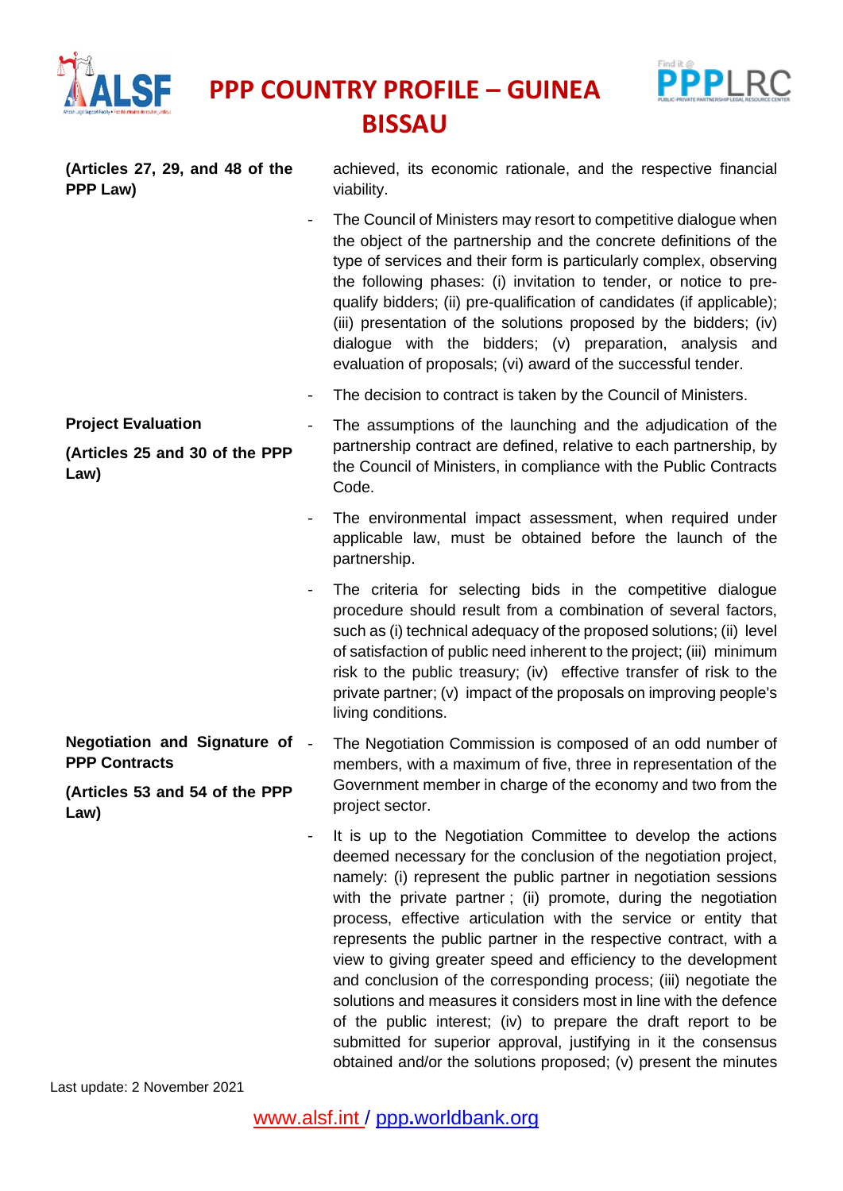| | |
|---|---|
| **(Articles 27, 29, and 48 of the PPP Law)** | achieved, its economic rationale, and the respective financial viability.<br>- The Council of Ministers may resort to competitive dialogue when the object of the partnership and the concrete definitions of the type of services and their form is particularly complex, observing the following phases: (i) invitation to tender, or notice to pre-qualify bidders; (ii) pre-qualification of candidates (if applicable); (iii) presentation of the solutions proposed by the bidders; (iv) dialogue with the bidders; (v) preparation, analysis and evaluation of proposals; (vi) award of the successful tender.<br>- The decision to contract is taken by the Council of Ministers. |
| **Project Evaluation**<br><br>**(Articles 25 and 30 of the PPP Law)** | - The assumptions of the launching and the adjudication of the partnership contract are defined, relative to each partnership, by the Council of Ministers, in compliance with the Public Contracts Code.<br>- The environmental impact assessment, when required under applicable law, must be obtained before the launch of the partnership.<br>- The criteria for selecting bids in the competitive dialogue procedure should result from a combination of several factors, such as (i) technical adequacy of the proposed solutions; (ii) level of satisfaction of public need inherent to the project; (iii) minimum risk to the public treasury; (iv) effective transfer of risk to the private partner; (v) impact of the proposals on improving people's living conditions. |
| **Negotiation and Signature of PPP Contracts**<br><br>**(Articles 53 and 54 of the PPP Law)** | - The Negotiation Commission is composed of an odd number of members, with a maximum of five, three in representation of the Government member in charge of the economy and two from the project sector.<br>- It is up to the Negotiation Committee to develop the actions deemed necessary for the conclusion of the negotiation project, namely: (i) represent the public partner in negotiation sessions with the private partner ; (ii) promote, during the negotiation process, effective articulation with the service or entity that represents the public partner in the respective contract, with a view to giving greater speed and efficiency to the development and conclusion of the corresponding process; (iii) negotiate the solutions and measures it considers most in line with the defence of the public interest; (iv) to prepare the draft report to be submitted for superior approval, justifying in it the consensus obtained and/or the solutions proposed; (v) present the minutes |

Last update: 2 November 2021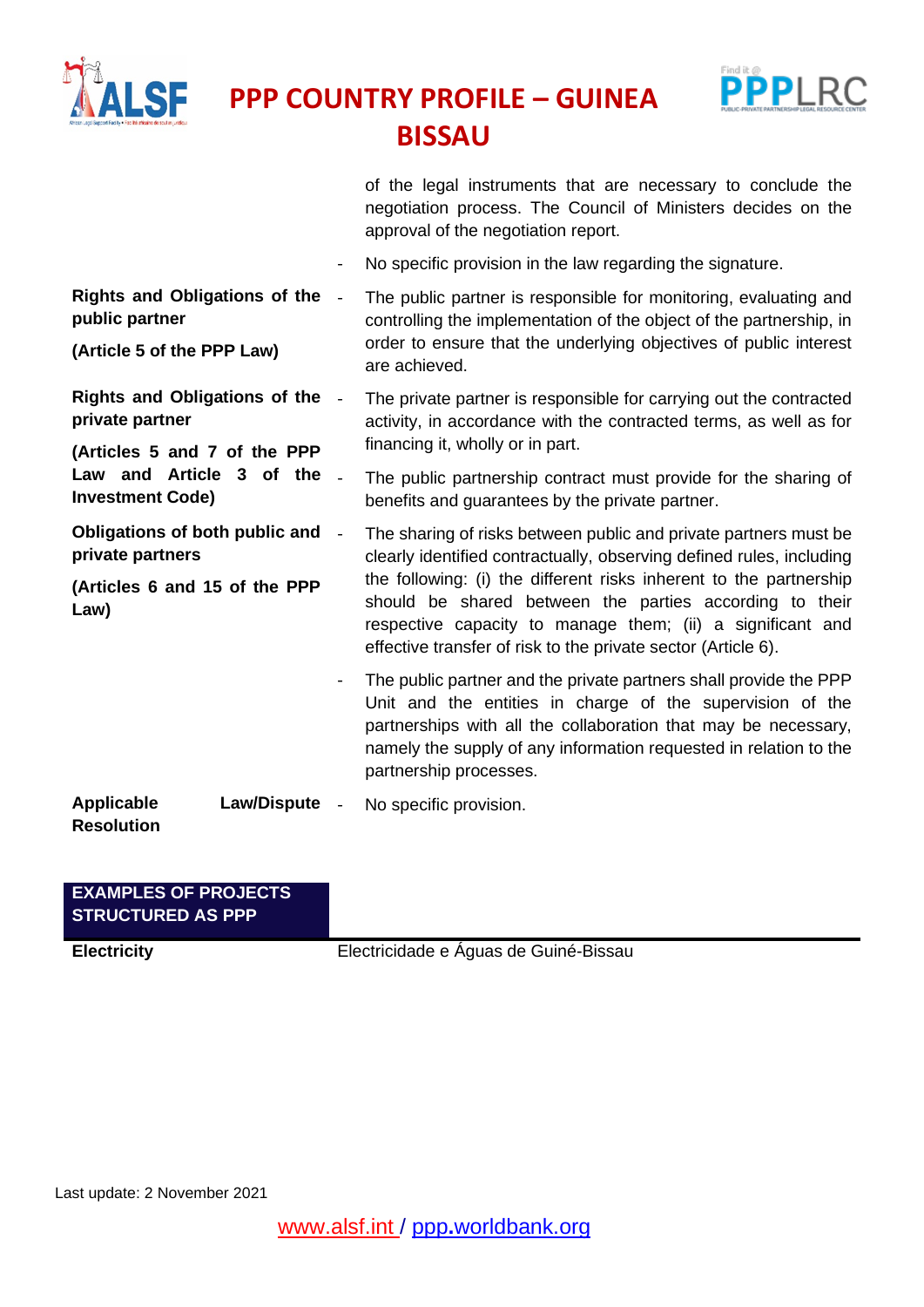| | |
|---|---|
| | of the legal instruments that are necessary to conclude the negotiation process. The Council of Ministers decides on the approval of the negotiation report.<br>- No specific provision in the law regarding the signature. |
| **Rights and Obligations of the public partner**<br>**(Article 5 of the PPP Law)** | - The public partner is responsible for monitoring, evaluating and controlling the implementation of the object of the partnership, in order to ensure that the underlying objectives of public interest are achieved. |
| **Rights and Obligations of the private partner**<br>**(Articles 5 and 7 of the PPP Law and Article 3 of the Investment Code)** | - The private partner is responsible for carrying out the contracted activity, in accordance with the contracted terms, as well as for financing it, wholly or in part.<br>- The public partnership contract must provide for the sharing of benefits and guarantees by the private partner. |
| **Obligations of both public and private partners**<br>**(Articles 6 and 15 of the PPP Law)** | - The sharing of risks between public and private partners must be clearly identified contractually, observing defined rules, including the following: (i) the different risks inherent to the partnership should be shared between the parties according to their respective capacity to manage them; (ii) a significant and effective transfer of risk to the private sector (Article 6).<br>- The public partner and the private partners shall provide the PPP Unit and the entities in charge of the supervision of the partnerships with all the collaboration that may be necessary, namely the supply of any information requested in relation to the partnership processes. |
| **Applicable Law/Dispute Resolution** | - No specific provision. |

| EXAMPLES OF PROJECTS STRUCTURED AS PPP | |
|---|---|
| **Electricity** | Electricidade e Águas de Guiné-Bissau |

Last update: 2 November 2021

www.alsf.int / ppp.worldbank.org